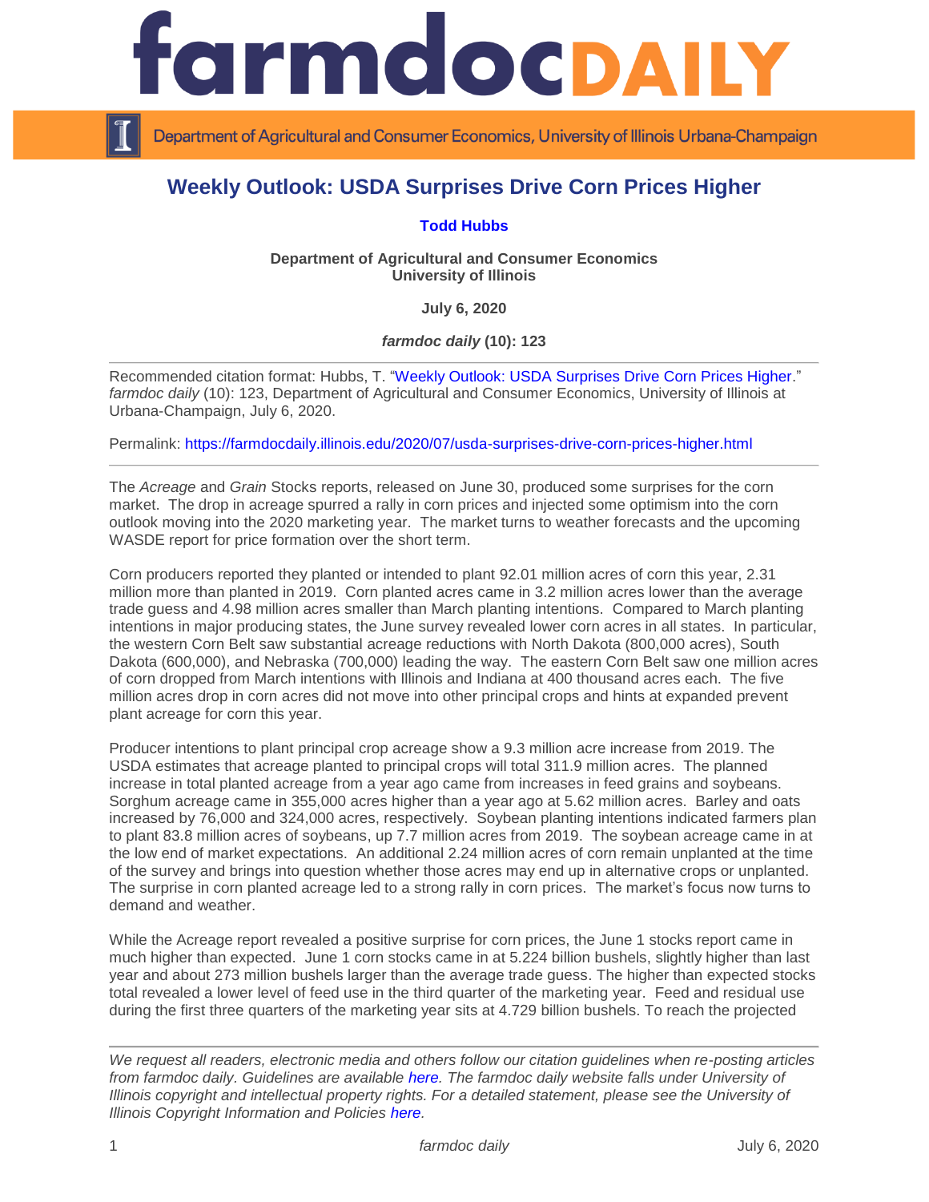# Weekly Outlook: USDA Surprises Drive Corn Prices Higher

**Todd Hubbs**

**Department of Agricultural and Consumer Economics**
**University of Illinois**

**July 6, 2020**

***farmdoc daily* (10): 123**

---

Recommended citation format: Hubbs, T. "Weekly Outlook: USDA Surprises Drive Corn Prices Higher." *farmdoc daily* (10): 123, Department of Agricultural and Consumer Economics, University of Illinois at Urbana-Champaign, July 6, 2020.

Permalink: https://farmdocdaily.illinois.edu/2020/07/usda-surprises-drive-corn-prices-higher.html

---

The *Acreage* and *Grain* Stocks reports, released on June 30, produced some surprises for the corn market. The drop in acreage spurred a rally in corn prices and injected some optimism into the corn outlook moving into the 2020 marketing year. The market turns to weather forecasts and the upcoming WASDE report for price formation over the short term.

Corn producers reported they planted or intended to plant 92.01 million acres of corn this year, 2.31 million more than planted in 2019. Corn planted acres came in 3.2 million acres lower than the average trade guess and 4.98 million acres smaller than March planting intentions. Compared to March planting intentions in major producing states, the June survey revealed lower corn acres in all states. In particular, the western Corn Belt saw substantial acreage reductions with North Dakota (800,000 acres), South Dakota (600,000), and Nebraska (700,000) leading the way. The eastern Corn Belt saw one million acres of corn dropped from March intentions with Illinois and Indiana at 400 thousand acres each. The five million acres drop in corn acres did not move into other principal crops and hints at expanded prevent plant acreage for corn this year.

Producer intentions to plant principal crop acreage show a 9.3 million acre increase from 2019. The USDA estimates that acreage planted to principal crops will total 311.9 million acres. The planned increase in total planted acreage from a year ago came from increases in feed grains and soybeans. Sorghum acreage came in 355,000 acres higher than a year ago at 5.62 million acres. Barley and oats increased by 76,000 and 324,000 acres, respectively. Soybean planting intentions indicated farmers plan to plant 83.8 million acres of soybeans, up 7.7 million acres from 2019. The soybean acreage came in at the low end of market expectations. An additional 2.24 million acres of corn remain unplanted at the time of the survey and brings into question whether those acres may end up in alternative crops or unplanted. The surprise in corn planted acreage led to a strong rally in corn prices. The market's focus now turns to demand and weather.

While the Acreage report revealed a positive surprise for corn prices, the June 1 stocks report came in much higher than expected. June 1 corn stocks came in at 5.224 billion bushels, slightly higher than last year and about 273 million bushels larger than the average trade guess. The higher than expected stocks total revealed a lower level of feed use in the third quarter of the marketing year. Feed and residual use during the first three quarters of the marketing year sits at 4.729 billion bushels. To reach the projected

---

*We request all readers, electronic media and others follow our citation guidelines when re-posting articles from farmdoc daily. Guidelines are available here. The farmdoc daily website falls under University of Illinois copyright and intellectual property rights. For a detailed statement, please see the University of Illinois Copyright Information and Policies here.*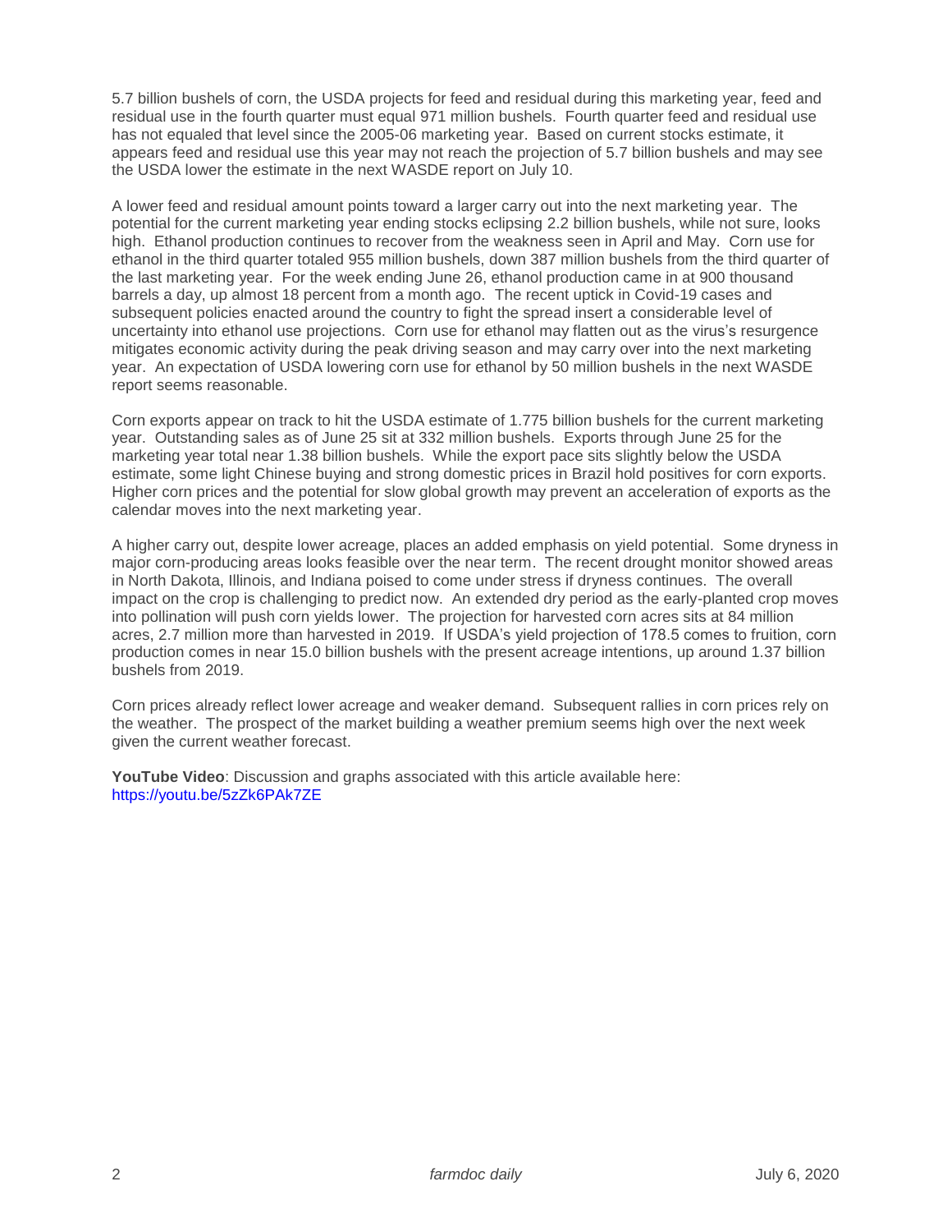5.7 billion bushels of corn, the USDA projects for feed and residual during this marketing year, feed and residual use in the fourth quarter must equal 971 million bushels. Fourth quarter feed and residual use has not equaled that level since the 2005-06 marketing year. Based on current stocks estimate, it appears feed and residual use this year may not reach the projection of 5.7 billion bushels and may see the USDA lower the estimate in the next WASDE report on July 10.

A lower feed and residual amount points toward a larger carry out into the next marketing year. The potential for the current marketing year ending stocks eclipsing 2.2 billion bushels, while not sure, looks high. Ethanol production continues to recover from the weakness seen in April and May. Corn use for ethanol in the third quarter totaled 955 million bushels, down 387 million bushels from the third quarter of the last marketing year. For the week ending June 26, ethanol production came in at 900 thousand barrels a day, up almost 18 percent from a month ago. The recent uptick in Covid-19 cases and subsequent policies enacted around the country to fight the spread insert a considerable level of uncertainty into ethanol use projections. Corn use for ethanol may flatten out as the virus's resurgence mitigates economic activity during the peak driving season and may carry over into the next marketing year. An expectation of USDA lowering corn use for ethanol by 50 million bushels in the next WASDE report seems reasonable.

Corn exports appear on track to hit the USDA estimate of 1.775 billion bushels for the current marketing year. Outstanding sales as of June 25 sit at 332 million bushels. Exports through June 25 for the marketing year total near 1.38 billion bushels. While the export pace sits slightly below the USDA estimate, some light Chinese buying and strong domestic prices in Brazil hold positives for corn exports. Higher corn prices and the potential for slow global growth may prevent an acceleration of exports as the calendar moves into the next marketing year.

A higher carry out, despite lower acreage, places an added emphasis on yield potential. Some dryness in major corn-producing areas looks feasible over the near term. The recent drought monitor showed areas in North Dakota, Illinois, and Indiana poised to come under stress if dryness continues. The overall impact on the crop is challenging to predict now. An extended dry period as the early-planted crop moves into pollination will push corn yields lower. The projection for harvested corn acres sits at 84 million acres, 2.7 million more than harvested in 2019. If USDA's yield projection of 178.5 comes to fruition, corn production comes in near 15.0 billion bushels with the present acreage intentions, up around 1.37 billion bushels from 2019.

Corn prices already reflect lower acreage and weaker demand. Subsequent rallies in corn prices rely on the weather. The prospect of the market building a weather premium seems high over the next week given the current weather forecast.

**YouTube Video**: Discussion and graphs associated with this article available here: https://youtu.be/5zZk6PAk7ZE